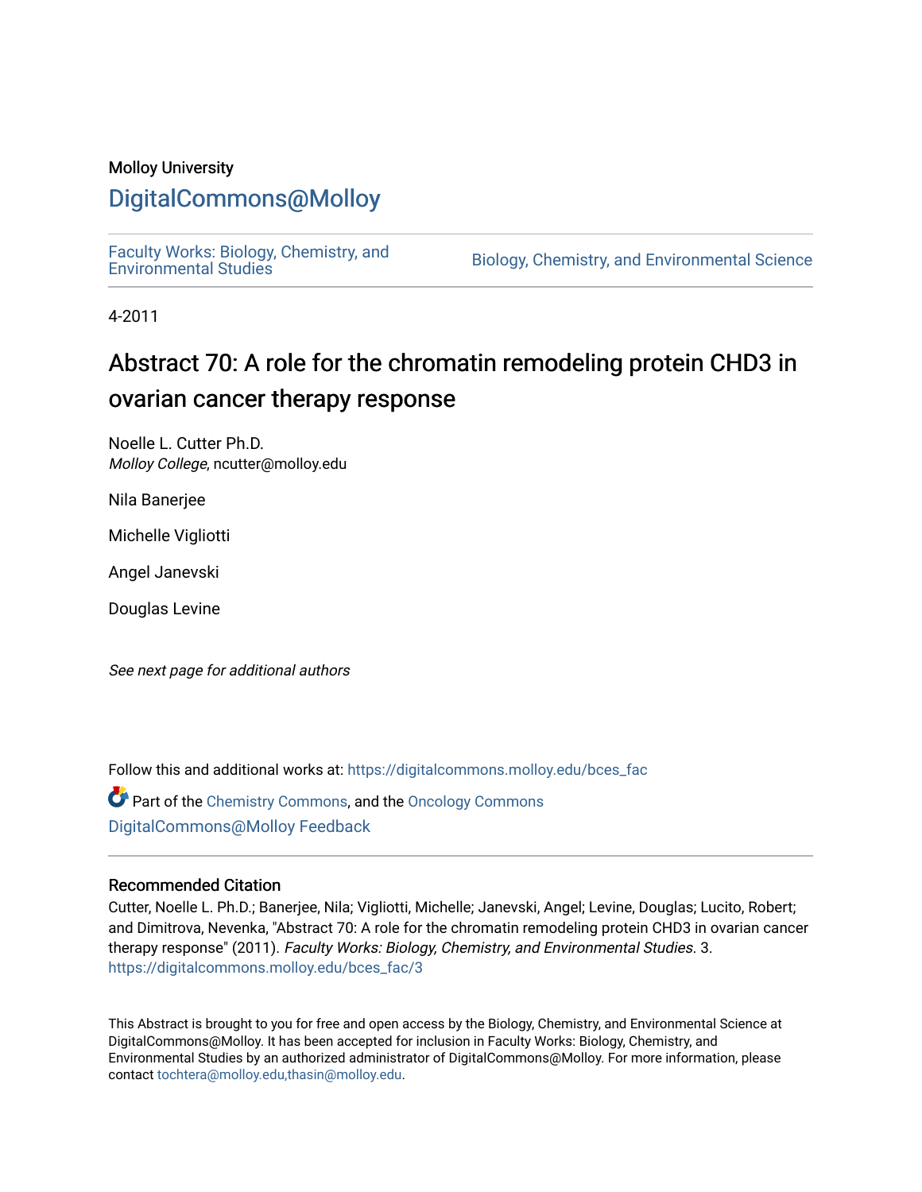Molloy University

# DigitalCommons@Molloy

Faculty Works: Biology, Chemistry, and Environmental Studies

Biology, Chemistry, and Environmental Science

4-2011

# Abstract 70: A role for the chromatin remodeling protein CHD3 in ovarian cancer therapy response

Noelle L. Cutter Ph.D.
*Molloy College*, ncutter@molloy.edu

Nila Banerjee

Michelle Vigliotti

Angel Janevski

Douglas Levine

*See next page for additional authors*

Follow this and additional works at: https://digitalcommons.molloy.edu/bces_fac

Part of the Chemistry Commons, and the Oncology Commons

DigitalCommons@Molloy Feedback

## Recommended Citation

Cutter, Noelle L. Ph.D.; Banerjee, Nila; Vigliotti, Michelle; Janevski, Angel; Levine, Douglas; Lucito, Robert; and Dimitrova, Nevenka, "Abstract 70: A role for the chromatin remodeling protein CHD3 in ovarian cancer therapy response" (2011). *Faculty Works: Biology, Chemistry, and Environmental Studies*. 3.
https://digitalcommons.molloy.edu/bces_fac/3

This Abstract is brought to you for free and open access by the Biology, Chemistry, and Environmental Science at DigitalCommons@Molloy. It has been accepted for inclusion in Faculty Works: Biology, Chemistry, and Environmental Studies by an authorized administrator of DigitalCommons@Molloy. For more information, please contact tochtera@molloy.edu,thasin@molloy.edu.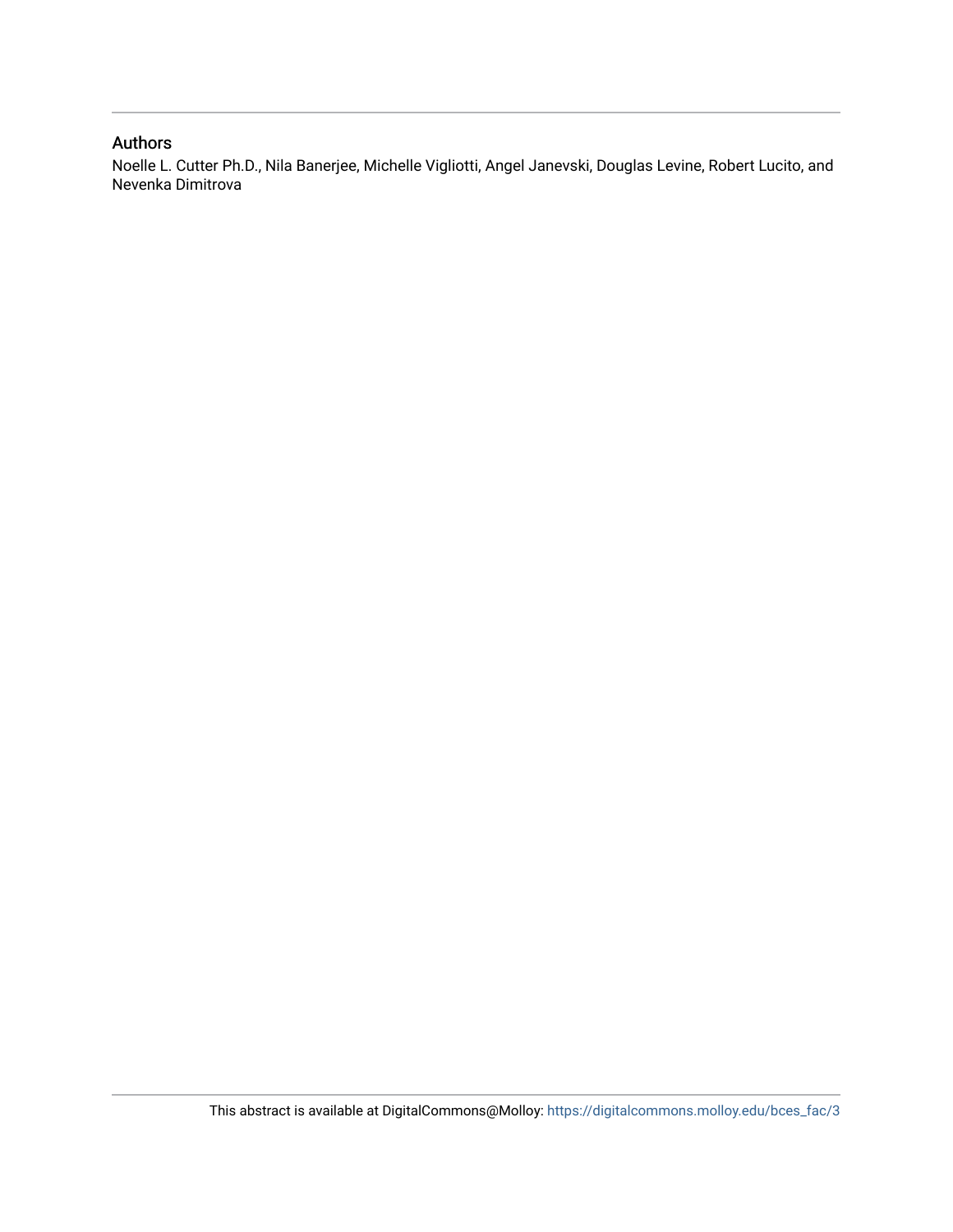## Authors

Noelle L. Cutter Ph.D., Nila Banerjee, Michelle Vigliotti, Angel Janevski, Douglas Levine, Robert Lucito, and Nevenka Dimitrova

This abstract is available at DigitalCommons@Molloy: https://digitalcommons.molloy.edu/bces_fac/3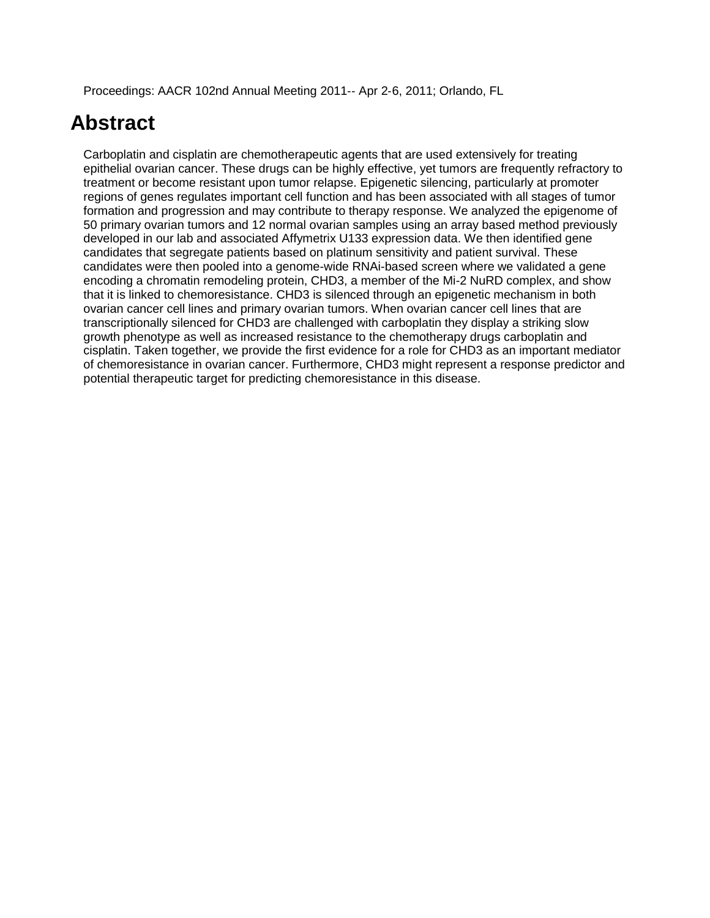Proceedings: AACR 102nd Annual Meeting 2011-- Apr 2-6, 2011; Orlando, FL

# Abstract

Carboplatin and cisplatin are chemotherapeutic agents that are used extensively for treating epithelial ovarian cancer. These drugs can be highly effective, yet tumors are frequently refractory to treatment or become resistant upon tumor relapse. Epigenetic silencing, particularly at promoter regions of genes regulates important cell function and has been associated with all stages of tumor formation and progression and may contribute to therapy response. We analyzed the epigenome of 50 primary ovarian tumors and 12 normal ovarian samples using an array based method previously developed in our lab and associated Affymetrix U133 expression data. We then identified gene candidates that segregate patients based on platinum sensitivity and patient survival. These candidates were then pooled into a genome-wide RNAi-based screen where we validated a gene encoding a chromatin remodeling protein, CHD3, a member of the Mi-2 NuRD complex, and show that it is linked to chemoresistance. CHD3 is silenced through an epigenetic mechanism in both ovarian cancer cell lines and primary ovarian tumors. When ovarian cancer cell lines that are transcriptionally silenced for CHD3 are challenged with carboplatin they display a striking slow growth phenotype as well as increased resistance to the chemotherapy drugs carboplatin and cisplatin. Taken together, we provide the first evidence for a role for CHD3 as an important mediator of chemoresistance in ovarian cancer. Furthermore, CHD3 might represent a response predictor and potential therapeutic target for predicting chemoresistance in this disease.